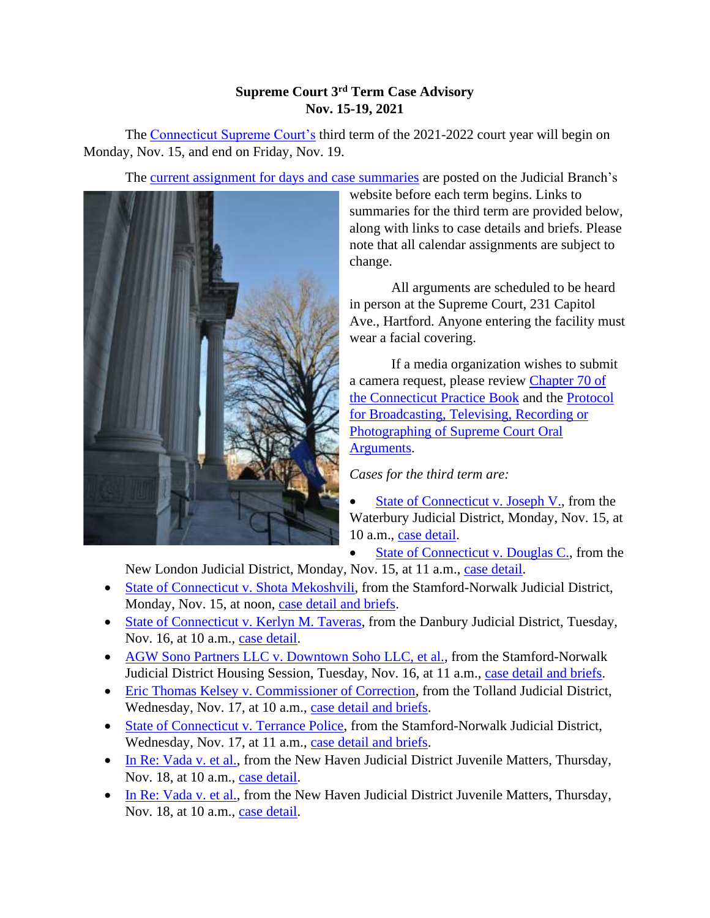**Supreme Court 3rd Term Case Advisory**
**Nov. 15-19, 2021**

The Connecticut Supreme Court's third term of the 2021-2022 court year will begin on Monday, Nov. 15, and end on Friday, Nov. 19.

The current assignment for days and case summaries are posted on the Judicial Branch's website before each term begins. Links to summaries for the third term are provided below, along with links to case details and briefs. Please note that all calendar assignments are subject to change.

All arguments are scheduled to be heard in person at the Supreme Court, 231 Capitol Ave., Hartford. Anyone entering the facility must wear a facial covering.

If a media organization wishes to submit a camera request, please review Chapter 70 of the Connecticut Practice Book and the Protocol for Broadcasting, Televising, Recording or Photographing of Supreme Court Oral Arguments.

*Cases for the third term are:*

- State of Connecticut v. Joseph V., from the Waterbury Judicial District, Monday, Nov. 15, at 10 a.m., case detail.
- State of Connecticut v. Douglas C., from the New London Judicial District, Monday, Nov. 15, at 11 a.m., case detail.
- State of Connecticut v. Shota Mekoshvili, from the Stamford-Norwalk Judicial District, Monday, Nov. 15, at noon, case detail and briefs.
- State of Connecticut v. Kerlyn M. Taveras, from the Danbury Judicial District, Tuesday, Nov. 16, at 10 a.m., case detail.
- AGW Sono Partners LLC v. Downtown Soho LLC, et al., from the Stamford-Norwalk Judicial District Housing Session, Tuesday, Nov. 16, at 11 a.m., case detail and briefs.
- Eric Thomas Kelsey v. Commissioner of Correction, from the Tolland Judicial District, Wednesday, Nov. 17, at 10 a.m., case detail and briefs.
- State of Connecticut v. Terrance Police, from the Stamford-Norwalk Judicial District, Wednesday, Nov. 17, at 11 a.m., case detail and briefs.
- In Re: Vada v. et al., from the New Haven Judicial District Juvenile Matters, Thursday, Nov. 18, at 10 a.m., case detail.
- In Re: Vada v. et al., from the New Haven Judicial District Juvenile Matters, Thursday, Nov. 18, at 10 a.m., case detail.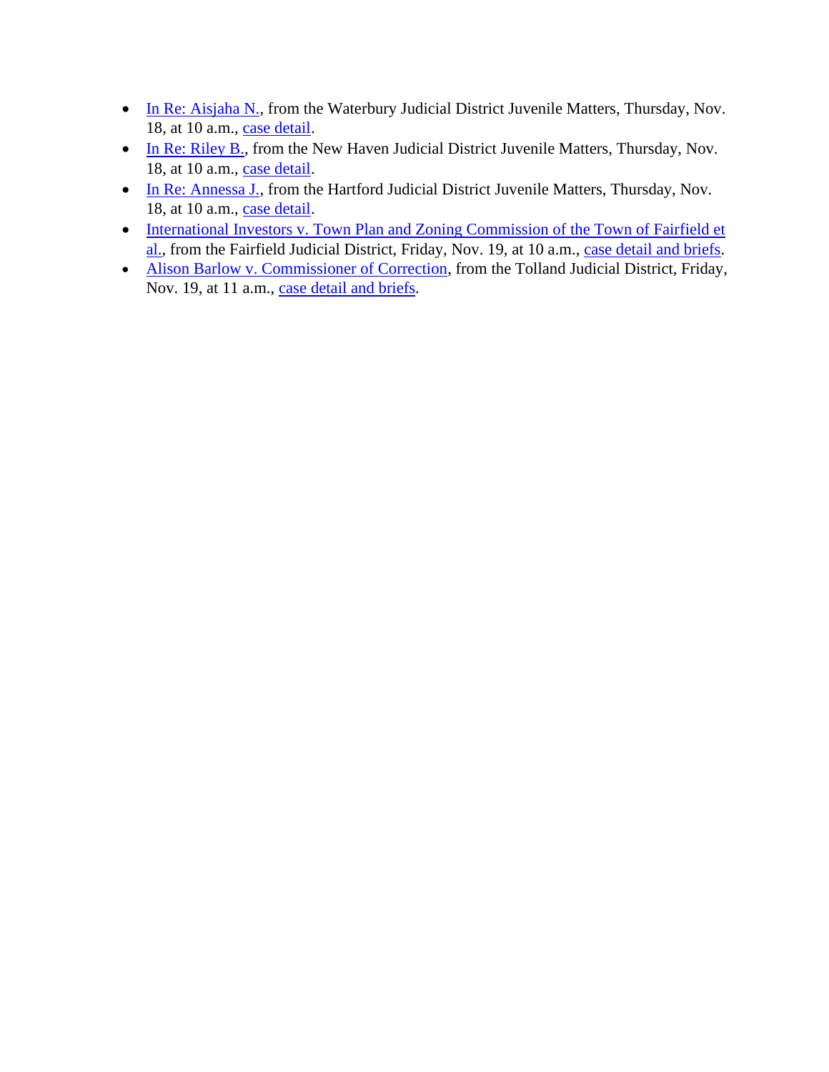- In Re: Aisjaha N., from the Waterbury Judicial District Juvenile Matters, Thursday, Nov. 18, at 10 a.m., case detail.
- In Re: Riley B., from the New Haven Judicial District Juvenile Matters, Thursday, Nov. 18, at 10 a.m., case detail.
- In Re: Annessa J., from the Hartford Judicial District Juvenile Matters, Thursday, Nov. 18, at 10 a.m., case detail.
- International Investors v. Town Plan and Zoning Commission of the Town of Fairfield et al., from the Fairfield Judicial District, Friday, Nov. 19, at 10 a.m., case detail and briefs.
- Alison Barlow v. Commissioner of Correction, from the Tolland Judicial District, Friday, Nov. 19, at 11 a.m., case detail and briefs.